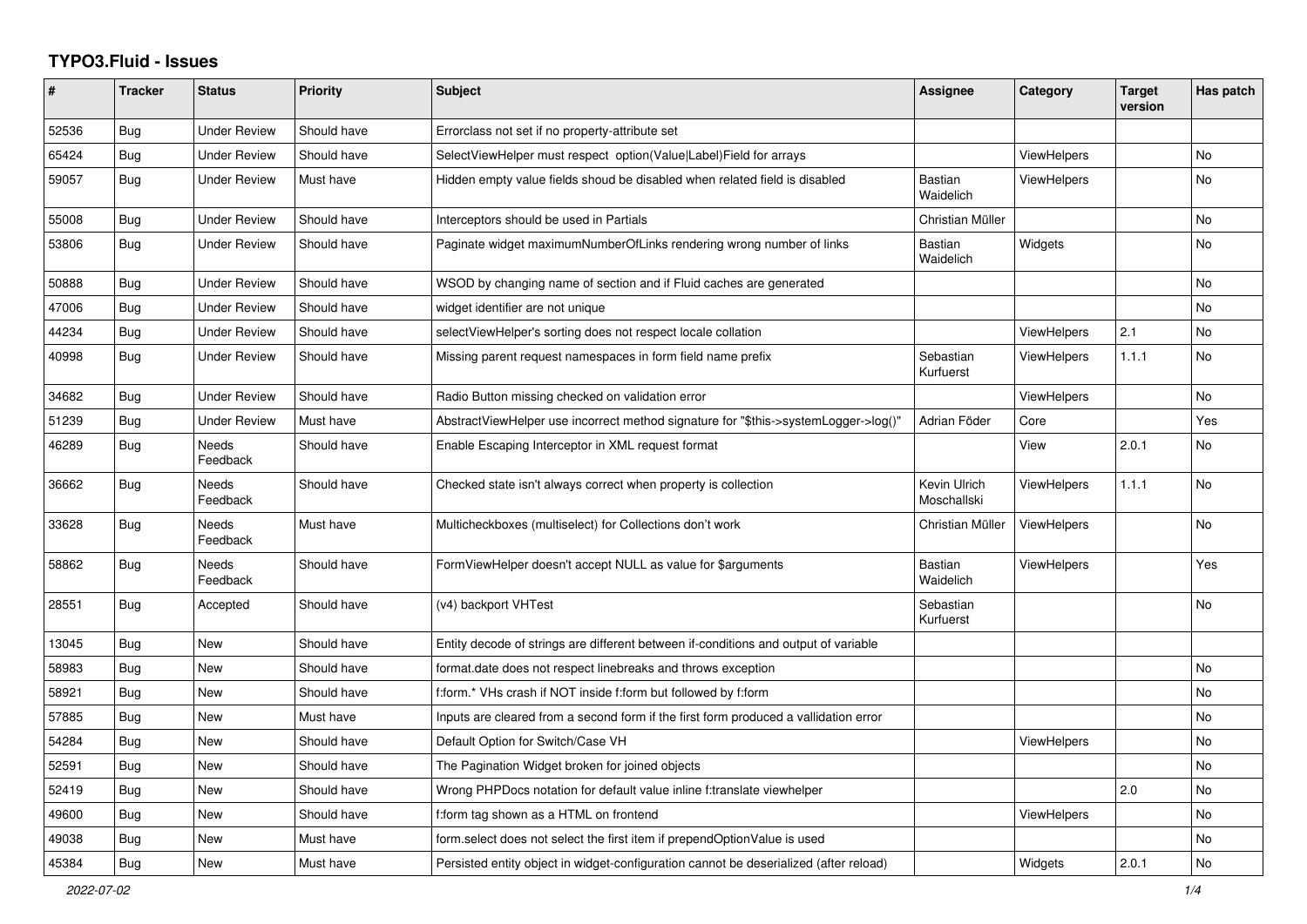# TYPO3.Fluid - Issues

| # | Tracker | Status | Priority | Subject | Assignee | Category | Target version | Has patch |
|---|---|---|---|---|---|---|---|---|
| 52536 | Bug | Under Review | Should have | Errorclass not set if no property-attribute set | | | | |
| 65424 | Bug | Under Review | Should have | SelectViewHelper must respect option(Value\|Label)Field for arrays | | ViewHelpers | | No |
| 59057 | Bug | Under Review | Must have | Hidden empty value fields shoud be disabled when related field is disabled | Bastian Waidelich | ViewHelpers | | No |
| 55008 | Bug | Under Review | Should have | Interceptors should be used in Partials | Christian Müller | | | No |
| 53806 | Bug | Under Review | Should have | Paginate widget maximumNumberOfLinks rendering wrong number of links | Bastian Waidelich | Widgets | | No |
| 50888 | Bug | Under Review | Should have | WSOD by changing name of section and if Fluid caches are generated | | | | No |
| 47006 | Bug | Under Review | Should have | widget identifier are not unique | | | | No |
| 44234 | Bug | Under Review | Should have | selectViewHelper's sorting does not respect locale collation | | ViewHelpers | 2.1 | No |
| 40998 | Bug | Under Review | Should have | Missing parent request namespaces in form field name prefix | Sebastian Kurfuerst | ViewHelpers | 1.1.1 | No |
| 34682 | Bug | Under Review | Should have | Radio Button missing checked on validation error | | ViewHelpers | | No |
| 51239 | Bug | Under Review | Must have | AbstractViewHelper use incorrect method signature for "$this->systemLogger->log()" | Adrian Föder | Core | | Yes |
| 46289 | Bug | Needs Feedback | Should have | Enable Escaping Interceptor in XML request format | | View | 2.0.1 | No |
| 36662 | Bug | Needs Feedback | Should have | Checked state isn't always correct when property is collection | Kevin Ulrich Moschallski | ViewHelpers | 1.1.1 | No |
| 33628 | Bug | Needs Feedback | Must have | Multicheckboxes (multiselect) for Collections don't work | Christian Müller | ViewHelpers | | No |
| 58862 | Bug | Needs Feedback | Should have | FormViewHelper doesn't accept NULL as value for $arguments | Bastian Waidelich | ViewHelpers | | Yes |
| 28551 | Bug | Accepted | Should have | (v4) backport VHTest | Sebastian Kurfuerst | | | No |
| 13045 | Bug | New | Should have | Entity decode of strings are different between if-conditions and output of variable | | | | |
| 58983 | Bug | New | Should have | format.date does not respect linebreaks and throws exception | | | | No |
| 58921 | Bug | New | Should have | f:form.* VHs crash if NOT inside f:form but followed by f:form | | | | No |
| 57885 | Bug | New | Must have | Inputs are cleared from a second form if the first form produced a vallidation error | | | | No |
| 54284 | Bug | New | Should have | Default Option for Switch/Case VH | | ViewHelpers | | No |
| 52591 | Bug | New | Should have | The Pagination Widget broken for joined objects | | | | No |
| 52419 | Bug | New | Should have | Wrong PHPDocs notation for default value inline f:translate viewhelper | | | 2.0 | No |
| 49600 | Bug | New | Should have | f:form tag shown as a HTML on frontend | | ViewHelpers | | No |
| 49038 | Bug | New | Must have | form.select does not select the first item if prependOptionValue is used | | | | No |
| 45384 | Bug | New | Must have | Persisted entity object in widget-configuration cannot be deserialized (after reload) | | Widgets | 2.0.1 | No |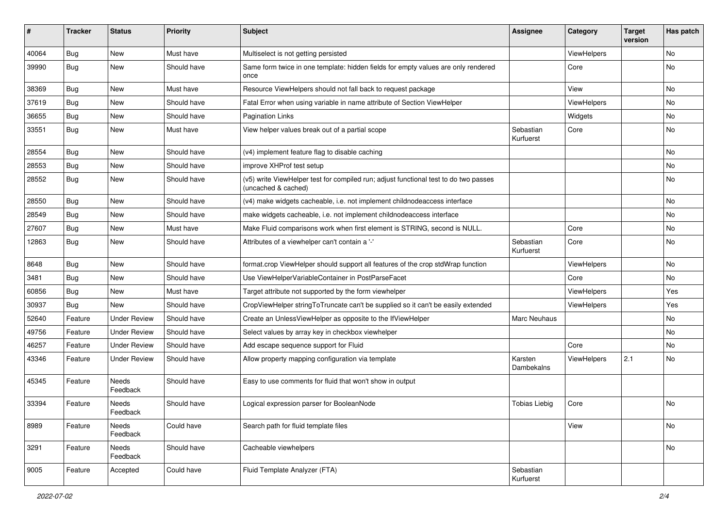| # | Tracker | Status | Priority | Subject | Assignee | Category | Target version | Has patch |
|---|---|---|---|---|---|---|---|---|
| 40064 | Bug | New | Must have | Multiselect is not getting persisted | | ViewHelpers | | No |
| 39990 | Bug | New | Should have | Same form twice in one template: hidden fields for empty values are only rendered once | | Core | | No |
| 38369 | Bug | New | Must have | Resource ViewHelpers should not fall back to request package | | View | | No |
| 37619 | Bug | New | Should have | Fatal Error when using variable in name attribute of Section ViewHelper | | ViewHelpers | | No |
| 36655 | Bug | New | Should have | Pagination Links | | Widgets | | No |
| 33551 | Bug | New | Must have | View helper values break out of a partial scope | Sebastian Kurfuerst | Core | | No |
| 28554 | Bug | New | Should have | (v4) implement feature flag to disable caching | | | | No |
| 28553 | Bug | New | Should have | improve XHProf test setup | | | | No |
| 28552 | Bug | New | Should have | (v5) write ViewHelper test for compiled run; adjust functional test to do two passes (uncached & cached) | | | | No |
| 28550 | Bug | New | Should have | (v4) make widgets cacheable, i.e. not implement childnodeaccess interface | | | | No |
| 28549 | Bug | New | Should have | make widgets cacheable, i.e. not implement childnodeaccess interface | | | | No |
| 27607 | Bug | New | Must have | Make Fluid comparisons work when first element is STRING, second is NULL. | | Core | | No |
| 12863 | Bug | New | Should have | Attributes of a viewhelper can't contain a '-' | Sebastian Kurfuerst | Core | | No |
| 8648 | Bug | New | Should have | format.crop ViewHelper should support all features of the crop stdWrap function | | ViewHelpers | | No |
| 3481 | Bug | New | Should have | Use ViewHelperVariableContainer in PostParseFacet | | Core | | No |
| 60856 | Bug | New | Must have | Target attribute not supported by the form viewhelper | | ViewHelpers | | Yes |
| 30937 | Bug | New | Should have | CropViewHelper stringToTruncate can't be supplied so it can't be easily extended | | ViewHelpers | | Yes |
| 52640 | Feature | Under Review | Should have | Create an UnlessViewHelper as opposite to the IfViewHelper | Marc Neuhaus | | | No |
| 49756 | Feature | Under Review | Should have | Select values by array key in checkbox viewhelper | | | | No |
| 46257 | Feature | Under Review | Should have | Add escape sequence support for Fluid | | Core | | No |
| 43346 | Feature | Under Review | Should have | Allow property mapping configuration via template | Karsten Dambekalns | ViewHelpers | 2.1 | No |
| 45345 | Feature | Needs Feedback | Should have | Easy to use comments for fluid that won't show in output | | | | |
| 33394 | Feature | Needs Feedback | Should have | Logical expression parser for BooleanNode | Tobias Liebig | Core | | No |
| 8989 | Feature | Needs Feedback | Could have | Search path for fluid template files | | View | | No |
| 3291 | Feature | Needs Feedback | Should have | Cacheable viewhelpers | | | | No |
| 9005 | Feature | Accepted | Could have | Fluid Template Analyzer (FTA) | Sebastian Kurfuerst | | | |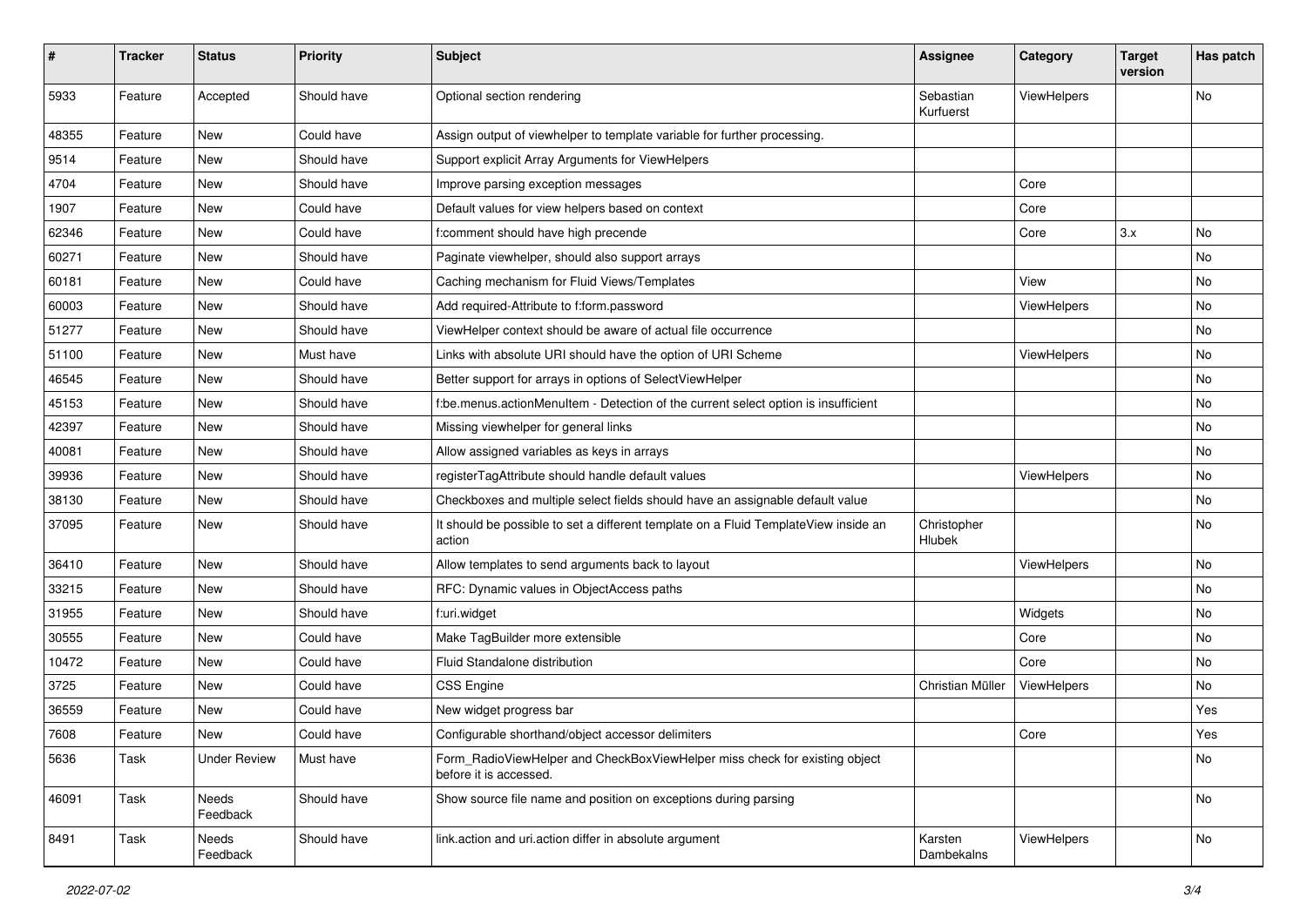| # | Tracker | Status | Priority | Subject | Assignee | Category | Target version | Has patch |
|---|---|---|---|---|---|---|---|---|
| 5933 | Feature | Accepted | Should have | Optional section rendering | Sebastian Kurfuerst | ViewHelpers | | No |
| 48355 | Feature | New | Could have | Assign output of viewhelper to template variable for further processing. | | | | |
| 9514 | Feature | New | Should have | Support explicit Array Arguments for ViewHelpers | | | | |
| 4704 | Feature | New | Should have | Improve parsing exception messages | | Core | | |
| 1907 | Feature | New | Could have | Default values for view helpers based on context | | Core | | |
| 62346 | Feature | New | Could have | f:comment should have high precende | | Core | 3.x | No |
| 60271 | Feature | New | Should have | Paginate viewhelper, should also support arrays | | | | No |
| 60181 | Feature | New | Could have | Caching mechanism for Fluid Views/Templates | | View | | No |
| 60003 | Feature | New | Should have | Add required-Attribute to f:form.password | | ViewHelpers | | No |
| 51277 | Feature | New | Should have | ViewHelper context should be aware of actual file occurrence | | | | No |
| 51100 | Feature | New | Must have | Links with absolute URI should have the option of URI Scheme | | ViewHelpers | | No |
| 46545 | Feature | New | Should have | Better support for arrays in options of SelectViewHelper | | | | No |
| 45153 | Feature | New | Should have | f:be.menus.actionMenuItem - Detection of the current select option is insufficient | | | | No |
| 42397 | Feature | New | Should have | Missing viewhelper for general links | | | | No |
| 40081 | Feature | New | Should have | Allow assigned variables as keys in arrays | | | | No |
| 39936 | Feature | New | Should have | registerTagAttribute should handle default values | | ViewHelpers | | No |
| 38130 | Feature | New | Should have | Checkboxes and multiple select fields should have an assignable default value | | | | No |
| 37095 | Feature | New | Should have | It should be possible to set a different template on a Fluid TemplateView inside an action | Christopher Hlubek | | | No |
| 36410 | Feature | New | Should have | Allow templates to send arguments back to layout | | ViewHelpers | | No |
| 33215 | Feature | New | Should have | RFC: Dynamic values in ObjectAccess paths | | | | No |
| 31955 | Feature | New | Should have | f:uri.widget | | Widgets | | No |
| 30555 | Feature | New | Could have | Make TagBuilder more extensible | | Core | | No |
| 10472 | Feature | New | Could have | Fluid Standalone distribution | | Core | | No |
| 3725 | Feature | New | Could have | CSS Engine | Christian Müller | ViewHelpers | | No |
| 36559 | Feature | New | Could have | New widget progress bar | | | | Yes |
| 7608 | Feature | New | Could have | Configurable shorthand/object accessor delimiters | | Core | | Yes |
| 5636 | Task | Under Review | Must have | Form_RadioViewHelper and CheckBoxViewHelper miss check for existing object before it is accessed. | | | | No |
| 46091 | Task | Needs Feedback | Should have | Show source file name and position on exceptions during parsing | | | | No |
| 8491 | Task | Needs Feedback | Should have | link.action and uri.action differ in absolute argument | Karsten Dambekalns | ViewHelpers | | No |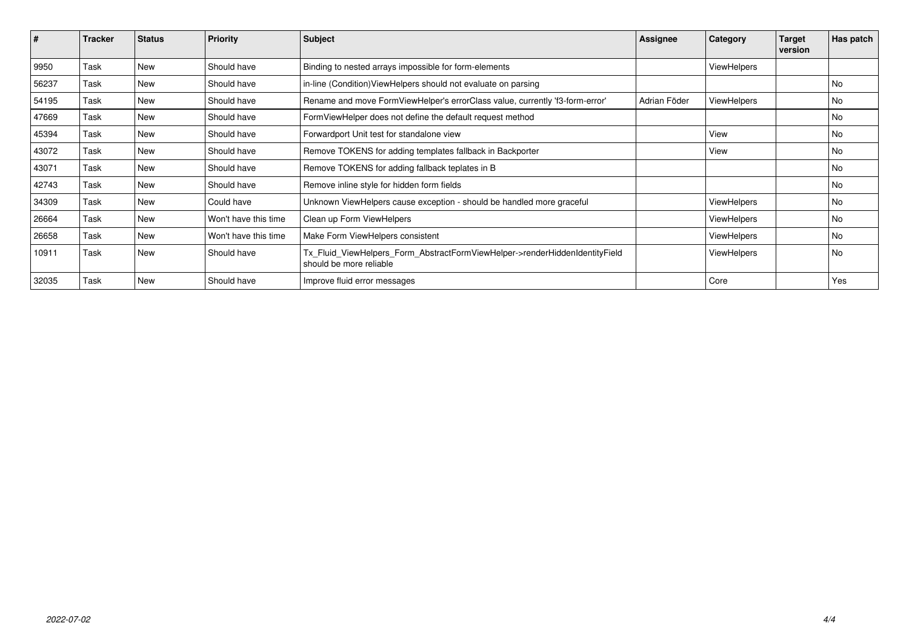| # | Tracker | Status | Priority | Subject | Assignee | Category | Target version | Has patch |
|---|---|---|---|---|---|---|---|---|
| 9950 | Task | New | Should have | Binding to nested arrays impossible for form-elements | | ViewHelpers | | |
| 56237 | Task | New | Should have | in-line (Condition)ViewHelpers should not evaluate on parsing | | | | No |
| 54195 | Task | New | Should have | Rename and move FormViewHelper's errorClass value, currently 'f3-form-error' | Adrian Föder | ViewHelpers | | No |
| 47669 | Task | New | Should have | FormViewHelper does not define the default request method | | | | No |
| 45394 | Task | New | Should have | Forwardport Unit test for standalone view | | View | | No |
| 43072 | Task | New | Should have | Remove TOKENS for adding templates fallback in Backporter | | View | | No |
| 43071 | Task | New | Should have | Remove TOKENS for adding fallback teplates in B | | | | No |
| 42743 | Task | New | Should have | Remove inline style for hidden form fields | | | | No |
| 34309 | Task | New | Could have | Unknown ViewHelpers cause exception - should be handled more graceful | | ViewHelpers | | No |
| 26664 | Task | New | Won't have this time | Clean up Form ViewHelpers | | ViewHelpers | | No |
| 26658 | Task | New | Won't have this time | Make Form ViewHelpers consistent | | ViewHelpers | | No |
| 10911 | Task | New | Should have | Tx_Fluid_ViewHelpers_Form_AbstractFormViewHelper->renderHiddenIdentityField should be more reliable | | ViewHelpers | | No |
| 32035 | Task | New | Should have | Improve fluid error messages | | Core | | Yes |